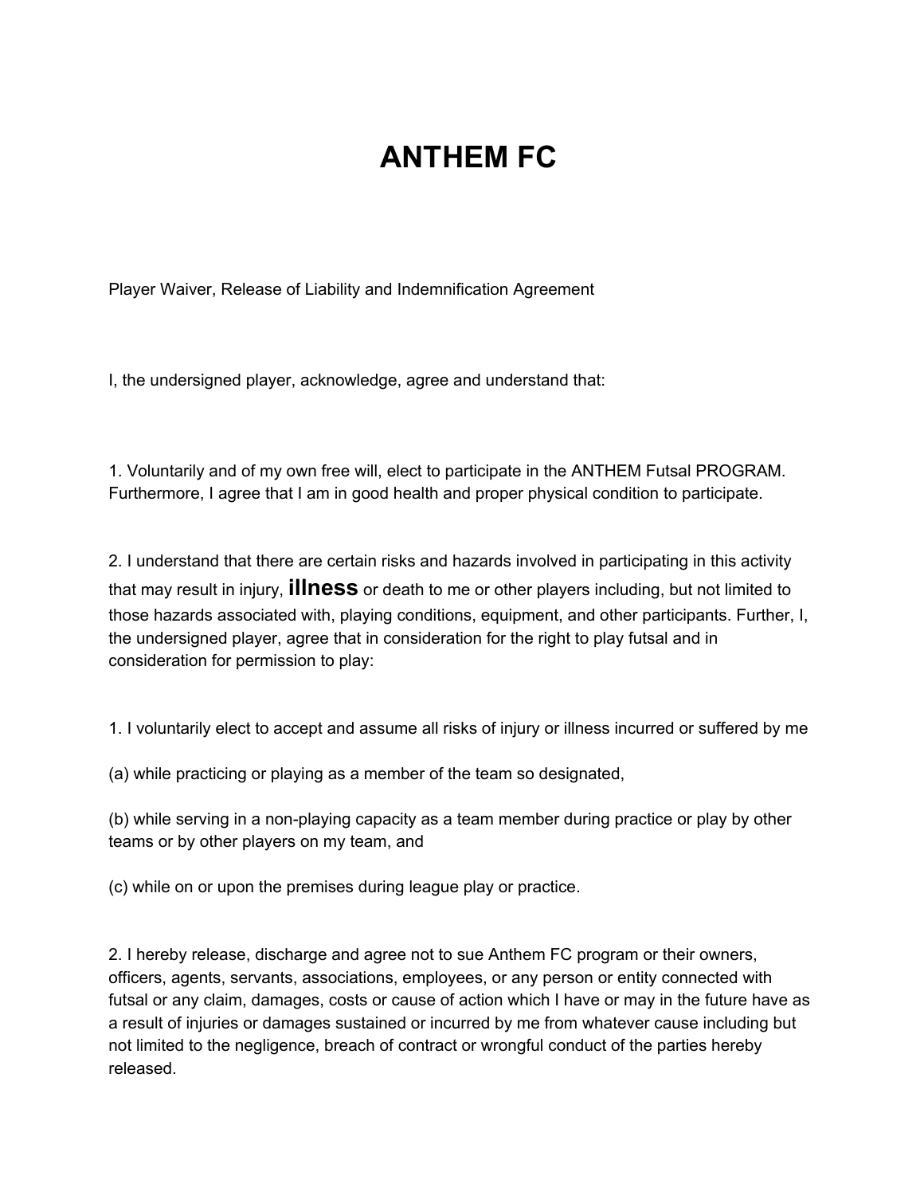# ANTHEM FC

Player Waiver, Release of Liability and Indemnification Agreement

I, the undersigned player, acknowledge, agree and understand that:

1. Voluntarily and of my own free will, elect to participate in the ANTHEM Futsal PROGRAM. Furthermore, I agree that I am in good health and proper physical condition to participate.

2. I understand that there are certain risks and hazards involved in participating in this activity that may result in injury, **illness** or death to me or other players including, but not limited to those hazards associated with, playing conditions, equipment, and other participants. Further, I, the undersigned player, agree that in consideration for the right to play futsal and in consideration for permission to play:

1. I voluntarily elect to accept and assume all risks of injury or illness incurred or suffered by me

(a) while practicing or playing as a member of the team so designated,

(b) while serving in a non-playing capacity as a team member during practice or play by other teams or by other players on my team, and

(c) while on or upon the premises during league play or practice.

2. I hereby release, discharge and agree not to sue Anthem FC program or their owners, officers, agents, servants, associations, employees, or any person or entity connected with futsal or any claim, damages, costs or cause of action which I have or may in the future have as a result of injuries or damages sustained or incurred by me from whatever cause including but not limited to the negligence, breach of contract or wrongful conduct of the parties hereby released.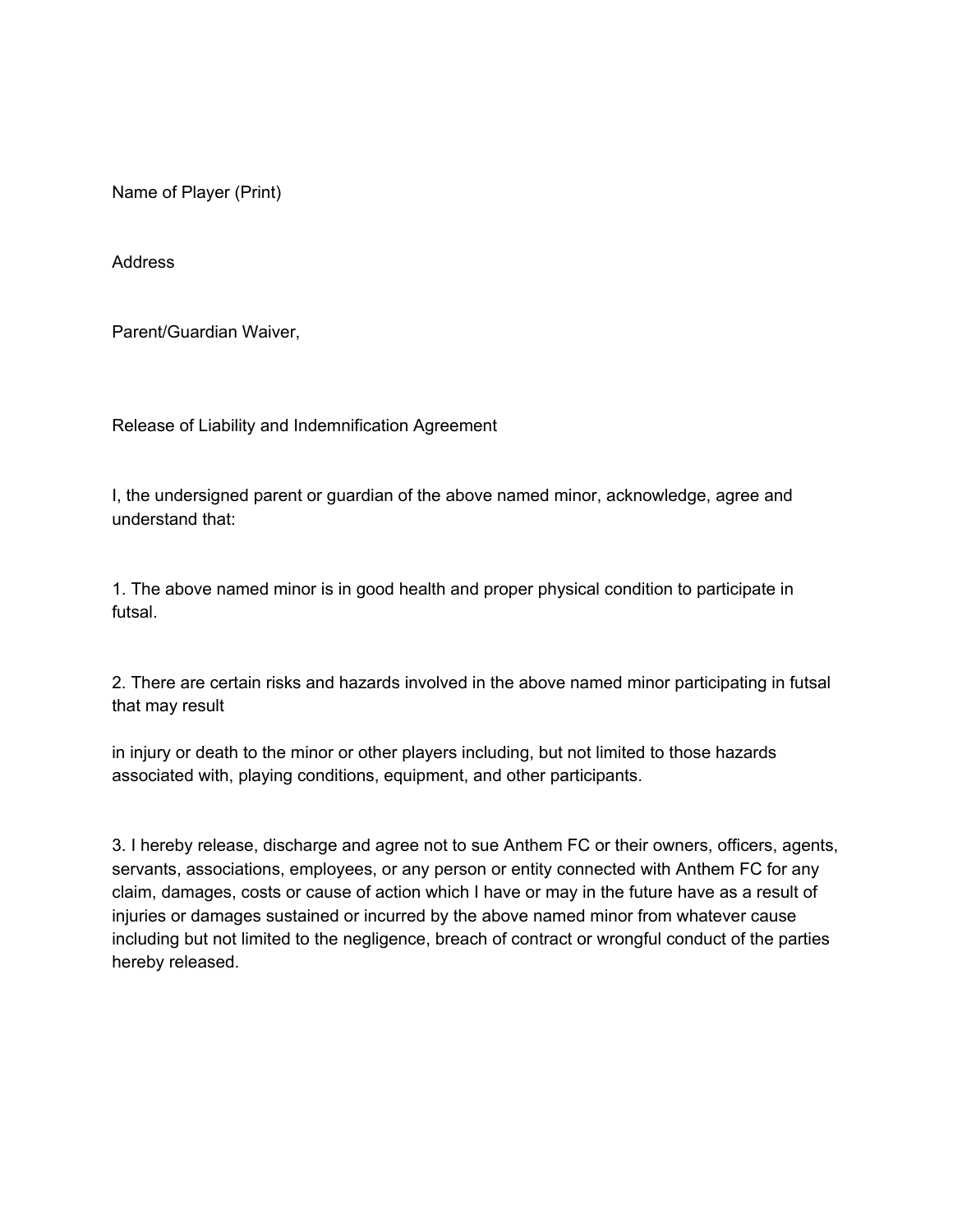Name of Player (Print)

Address

Parent/Guardian Waiver,

Release of Liability and Indemnification Agreement

I, the undersigned parent or guardian of the above named minor, acknowledge, agree and understand that:

1. The above named minor is in good health and proper physical condition to participate in futsal.

2. There are certain risks and hazards involved in the above named minor participating in futsal that may result

in injury or death to the minor or other players including, but not limited to those hazards associated with, playing conditions, equipment, and other participants.

3. I hereby release, discharge and agree not to sue Anthem FC or their owners, officers, agents, servants, associations, employees, or any person or entity connected with Anthem FC for any claim, damages, costs or cause of action which I have or may in the future have as a result of injuries or damages sustained or incurred by the above named minor from whatever cause including but not limited to the negligence, breach of contract or wrongful conduct of the parties hereby released.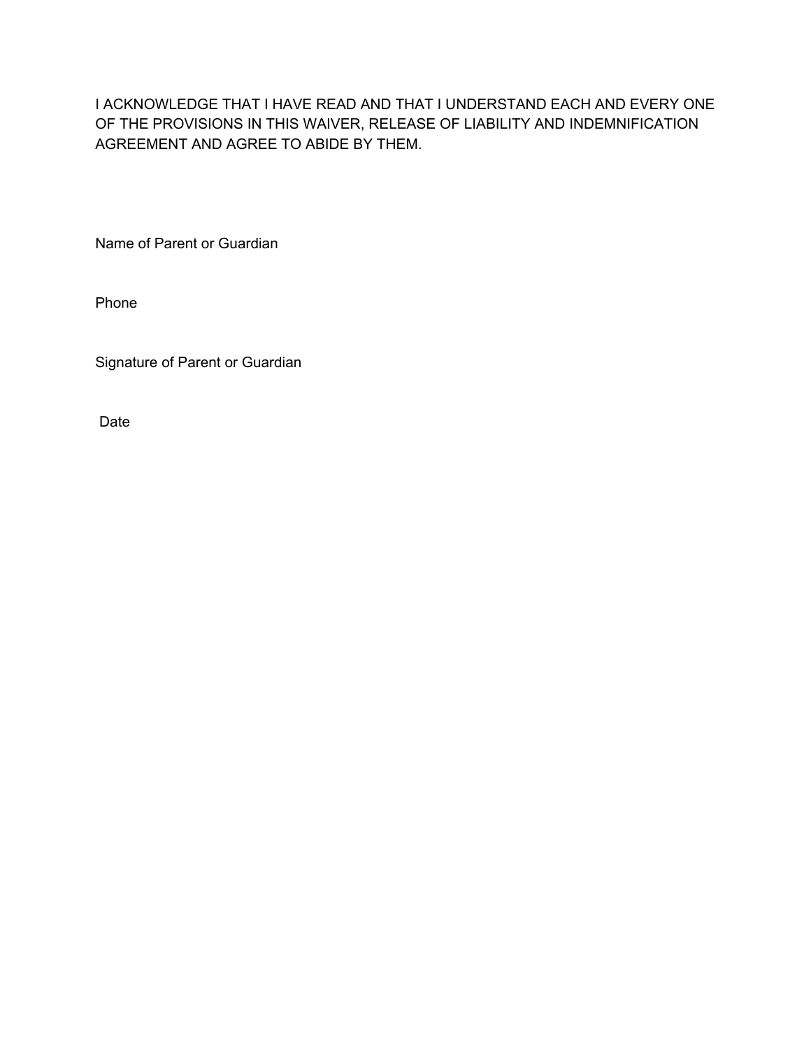I ACKNOWLEDGE THAT I HAVE READ AND THAT I UNDERSTAND EACH AND EVERY ONE OF THE PROVISIONS IN THIS WAIVER, RELEASE OF LIABILITY AND INDEMNIFICATION AGREEMENT AND AGREE TO ABIDE BY THEM.

Name of Parent or Guardian

Phone

Signature of Parent or Guardian

Date